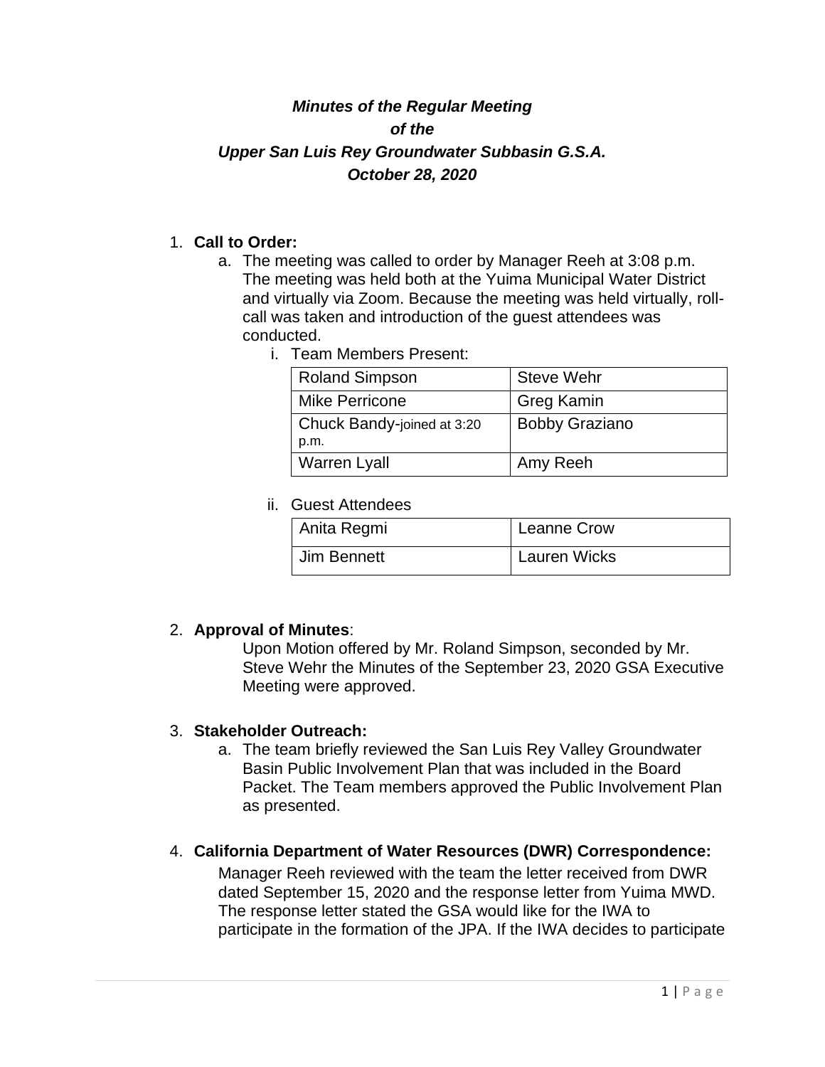***Minutes of the Regular Meeting***
***of the***
***Upper San Luis Rey Groundwater Subbasin G.S.A.***
***October 28, 2020***

1. **Call to Order:**
   a. The meeting was called to order by Manager Reeh at 3:08 p.m. The meeting was held both at the Yuima Municipal Water District and virtually via Zoom. Because the meeting was held virtually, roll-call was taken and introduction of the guest attendees was conducted.
      i. Team Members Present:

| | |
|---|---|
| Roland Simpson | Steve Wehr |
| Mike Perricone | Greg Kamin |
| Chuck Bandy-joined at 3:20 p.m. | Bobby Graziano |
| Warren Lyall | Amy Reeh |

      ii. Guest Attendees

| | |
|---|---|
| Anita Regmi | Leanne Crow |
| Jim Bennett | Lauren Wicks |

2. **Approval of Minutes**:
   Upon Motion offered by Mr. Roland Simpson, seconded by Mr. Steve Wehr the Minutes of the September 23, 2020 GSA Executive Meeting were approved.

3. **Stakeholder Outreach:**
   a. The team briefly reviewed the San Luis Rey Valley Groundwater Basin Public Involvement Plan that was included in the Board Packet. The Team members approved the Public Involvement Plan as presented.

4. **California Department of Water Resources (DWR) Correspondence:**
   Manager Reeh reviewed with the team the letter received from DWR dated September 15, 2020 and the response letter from Yuima MWD. The response letter stated the GSA would like for the IWA to participate in the formation of the JPA. If the IWA decides to participate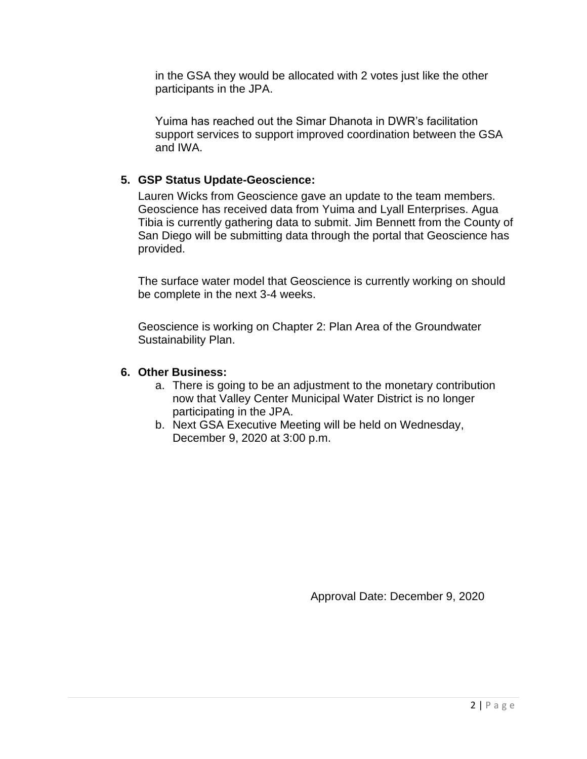in the GSA they would be allocated with 2 votes just like the other participants in the JPA.

Yuima has reached out the Simar Dhanota in DWR's facilitation support services to support improved coordination between the GSA and IWA.

**5. GSP Status Update-Geoscience:**

Lauren Wicks from Geoscience gave an update to the team members. Geoscience has received data from Yuima and Lyall Enterprises. Agua Tibia is currently gathering data to submit. Jim Bennett from the County of San Diego will be submitting data through the portal that Geoscience has provided.

The surface water model that Geoscience is currently working on should be complete in the next 3-4 weeks.

Geoscience is working on Chapter 2: Plan Area of the Groundwater Sustainability Plan.

**6. Other Business:**

a. There is going to be an adjustment to the monetary contribution now that Valley Center Municipal Water District is no longer participating in the JPA.
b. Next GSA Executive Meeting will be held on Wednesday, December 9, 2020 at 3:00 p.m.

Approval Date: December 9, 2020